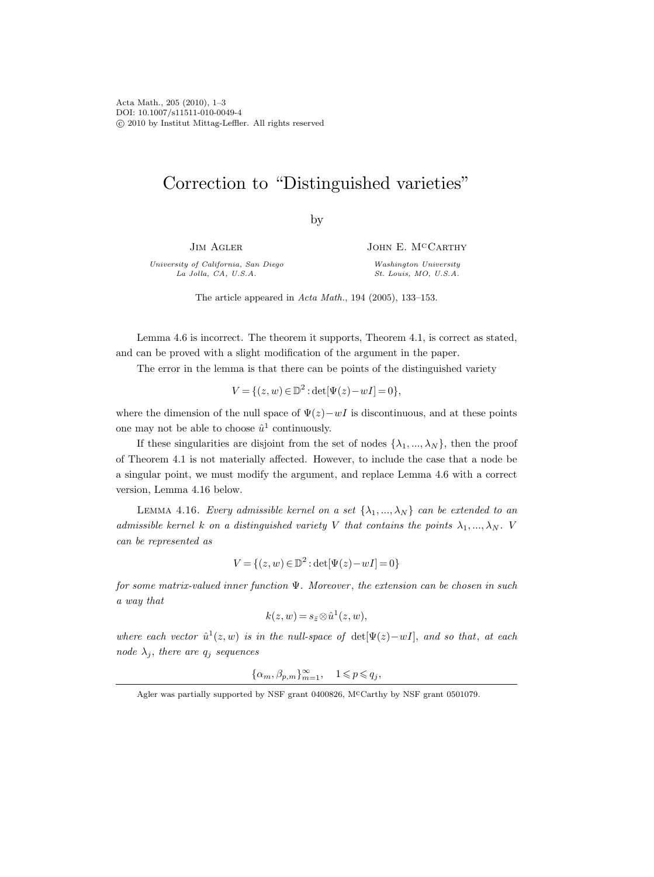# Correction to "Distinguished varieties"

by

**Jim Agler**

*University of California, San Diego*
*La Jolla, CA, U.S.A.*

**John E. McCarthy**

*Washington University*
*St. Louis, MO, U.S.A.*

The article appeared in *Acta Math.*, 194 (2005), 133–153.

Lemma 4.6 is incorrect. The theorem it supports, Theorem 4.1, is correct as stated, and can be proved with a slight modification of the argument in the paper.

The error in the lemma is that there can be points of the distinguished variety

$$V = \{(z,w) \in \mathbb{D}^2 : \det[\Psi(z) - wI] = 0\},$$

where the dimension of the null space of $\Psi(z) - wI$ is discontinuous, and at these points one may not be able to choose $\hat{u}^1$ continuously.

If these singularities are disjoint from the set of nodes $\{\lambda_1, ..., \lambda_N\}$, then the proof of Theorem 4.1 is not materially affected. However, to include the case that a node be a singular point, we must modify the argument, and replace Lemma 4.6 with a correct version, Lemma 4.16 below.

Lemma 4.16. *Every admissible kernel on a set $\{\lambda_1, ..., \lambda_N\}$ can be extended to an admissible kernel $k$ on a distinguished variety $V$ that contains the points $\lambda_1, ..., \lambda_N$. $V$ can be represented as*

$$V = \{(z,w) \in \mathbb{D}^2 : \det[\Psi(z) - wI] = 0\}$$

*for some matrix-valued inner function $\Psi$. Moreover, the extension can be chosen in such a way that*

$$k(z,w) = s_{\bar{z}} \otimes \hat{u}^1(z,w),$$

*where each vector $\hat{u}^1(z,w)$ is in the null-space of $\det[\Psi(z) - wI]$, and so that, at each node $\lambda_j$, there are $q_j$ sequences*

$$\{\alpha_m, \beta_{p,m}\}_{m=1}^{\infty}, \quad 1 \leqslant p \leqslant q_j,$$

Agler was partially supported by NSF grant 0400826, McCarthy by NSF grant 0501079.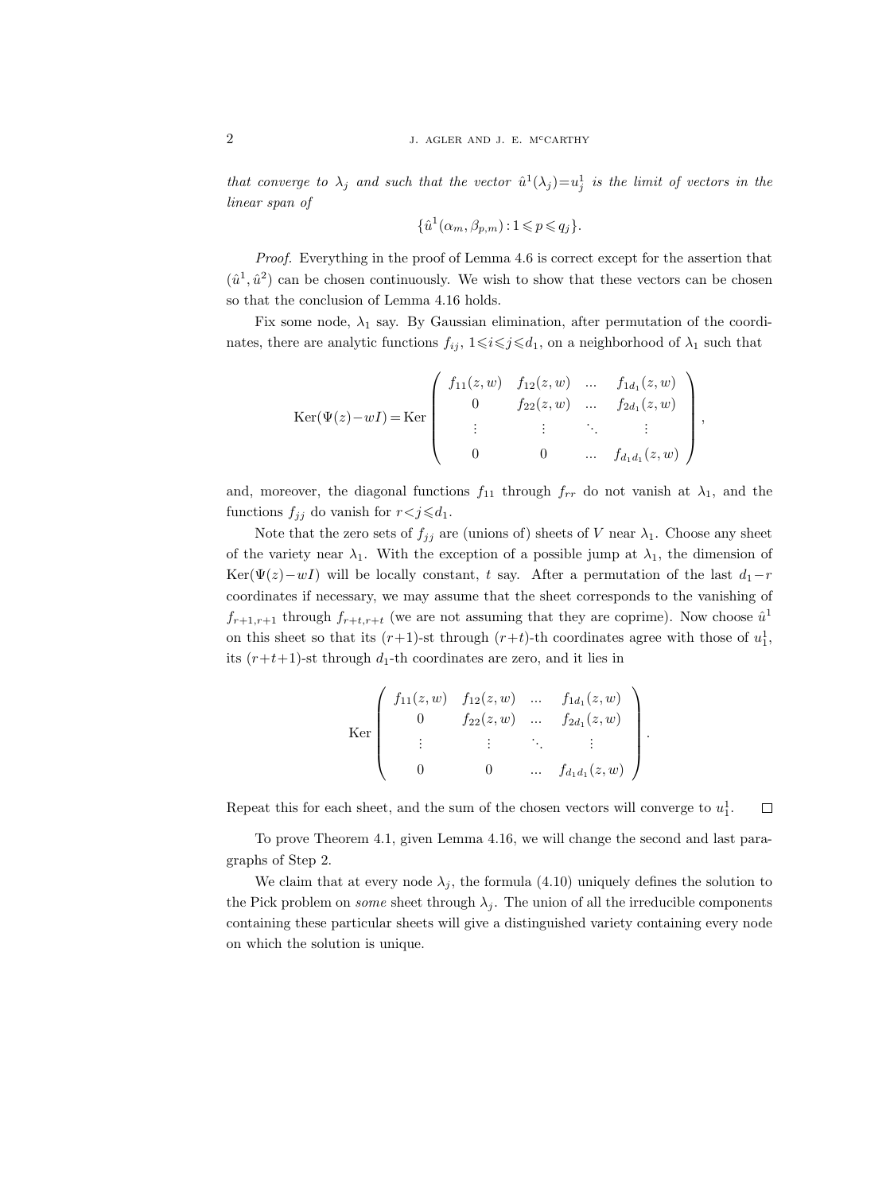*that converge to $\lambda_j$ and such that the vector $\hat{u}^1(\lambda_j)=u_j^1$ is the limit of vectors in the linear span of*

$$\{\hat{u}^1(\alpha_m,\beta_{p,m}) : 1 \leqslant p \leqslant q_j\}.$$

*Proof.* Everything in the proof of Lemma 4.6 is correct except for the assertion that $(\hat{u}^1,\hat{u}^2)$ can be chosen continuously. We wish to show that these vectors can be chosen so that the conclusion of Lemma 4.16 holds.

Fix some node, $\lambda_1$ say. By Gaussian elimination, after permutation of the coordinates, there are analytic functions $f_{ij}$, $1\leqslant i\leqslant j\leqslant d_1$, on a neighborhood of $\lambda_1$ such that

$$\operatorname{Ker}(\Psi(z)-wI) = \operatorname{Ker}\begin{pmatrix} f_{11}(z,w) & f_{12}(z,w) & \dots & f_{1d_1}(z,w) \\ 0 & f_{22}(z,w) & \dots & f_{2d_1}(z,w) \\ \vdots & \vdots & \ddots & \vdots \\ 0 & 0 & \dots & f_{d_1d_1}(z,w) \end{pmatrix},$$

and, moreover, the diagonal functions $f_{11}$ through $f_{rr}$ do not vanish at $\lambda_1$, and the functions $f_{jj}$ do vanish for $r<j\leqslant d_1$.

Note that the zero sets of $f_{jj}$ are (unions of) sheets of $V$ near $\lambda_1$. Choose any sheet of the variety near $\lambda_1$. With the exception of a possible jump at $\lambda_1$, the dimension of $\operatorname{Ker}(\Psi(z)-wI)$ will be locally constant, $t$ say. After a permutation of the last $d_1-r$ coordinates if necessary, we may assume that the sheet corresponds to the vanishing of $f_{r+1,r+1}$ through $f_{r+t,r+t}$ (we are not assuming that they are coprime). Now choose $\hat{u}^1$ on this sheet so that its $(r+1)$-st through $(r+t)$-th coordinates agree with those of $u_1^1$, its $(r+t+1)$-st through $d_1$-th coordinates are zero, and it lies in

$$\operatorname{Ker}\begin{pmatrix} f_{11}(z,w) & f_{12}(z,w) & \dots & f_{1d_1}(z,w) \\ 0 & f_{22}(z,w) & \dots & f_{2d_1}(z,w) \\ \vdots & \vdots & \ddots & \vdots \\ 0 & 0 & \dots & f_{d_1d_1}(z,w) \end{pmatrix}.$$

Repeat this for each sheet, and the sum of the chosen vectors will converge to $u_1^1$. $\square$

To prove Theorem 4.1, given Lemma 4.16, we will change the second and last paragraphs of Step 2.

We claim that at every node $\lambda_j$, the formula (4.10) uniquely defines the solution to the Pick problem on *some* sheet through $\lambda_j$. The union of all the irreducible components containing these particular sheets will give a distinguished variety containing every node on which the solution is unique.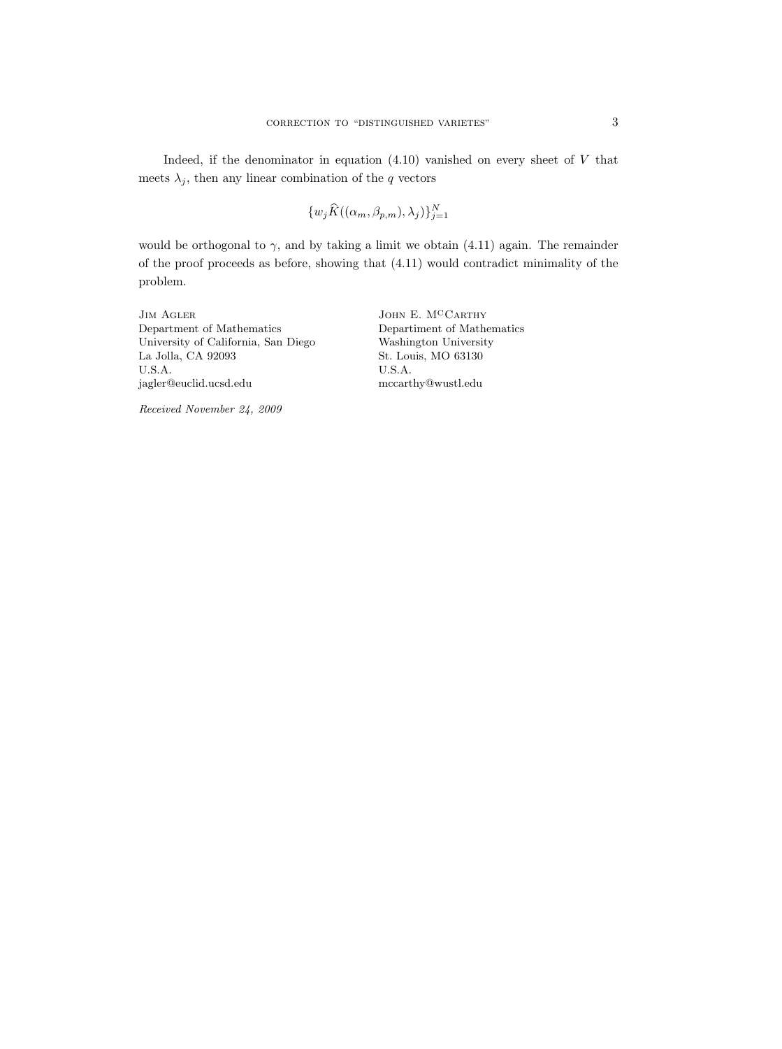Indeed, if the denominator in equation (4.10) vanished on every sheet of $V$ that meets $\lambda_j$, then any linear combination of the $q$ vectors

$$\{w_j \widehat{K}((\alpha_m, \beta_{p,m}), \lambda_j)\}_{j=1}^{N}$$

would be orthogonal to $\gamma$, and by taking a limit we obtain (4.11) again. The remainder of the proof proceeds as before, showing that (4.11) would contradict minimality of the problem.

Jim Agler
Department of Mathematics
University of California, San Diego
La Jolla, CA 92093
U.S.A.
jagler@euclid.ucsd.edu

John E. McCarthy
Departiment of Mathematics
Washington University
St. Louis, MO 63130
U.S.A.
mccarthy@wustl.edu

*Received November 24, 2009*